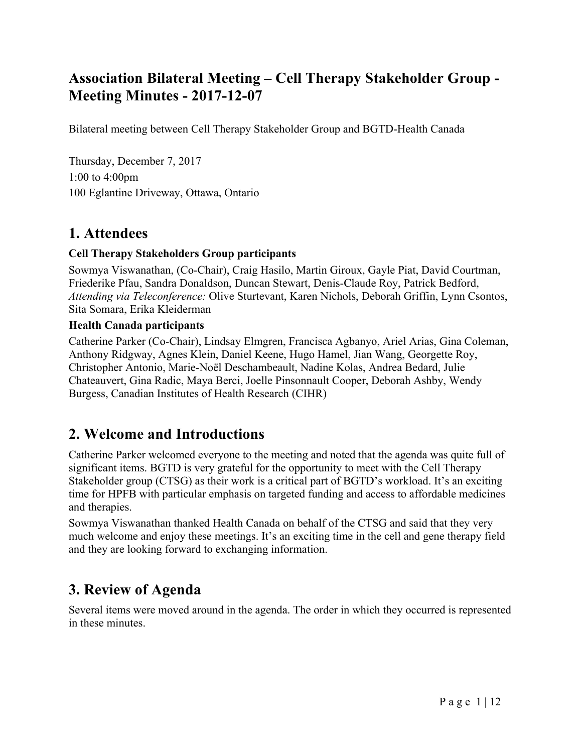# Association Bilateral Meeting – Cell Therapy Stakeholder Group - Meeting Minutes - 2017-12-07

Bilateral meeting between Cell Therapy Stakeholder Group and BGTD-Health Canada

Thursday, December 7, 2017
1:00 to 4:00pm
100 Eglantine Driveway, Ottawa, Ontario

## 1. Attendees

### Cell Therapy Stakeholders Group participants

Sowmya Viswanathan, (Co-Chair), Craig Hasilo, Martin Giroux, Gayle Piat, David Courtman, Friederike Pfau, Sandra Donaldson, Duncan Stewart, Denis-Claude Roy, Patrick Bedford, *Attending via Teleconference:* Olive Sturtevant, Karen Nichols, Deborah Griffin, Lynn Csontos, Sita Somara, Erika Kleiderman

### Health Canada participants

Catherine Parker (Co-Chair), Lindsay Elmgren, Francisca Agbanyo, Ariel Arias, Gina Coleman, Anthony Ridgway, Agnes Klein, Daniel Keene, Hugo Hamel, Jian Wang, Georgette Roy, Christopher Antonio, Marie-Noël Deschambeault, Nadine Kolas, Andrea Bedard, Julie Chateauvert, Gina Radic, Maya Berci, Joelle Pinsonnault Cooper, Deborah Ashby, Wendy Burgess, Canadian Institutes of Health Research (CIHR)

## 2. Welcome and Introductions

Catherine Parker welcomed everyone to the meeting and noted that the agenda was quite full of significant items. BGTD is very grateful for the opportunity to meet with the Cell Therapy Stakeholder group (CTSG) as their work is a critical part of BGTD's workload. It's an exciting time for HPFB with particular emphasis on targeted funding and access to affordable medicines and therapies.

Sowmya Viswanathan thanked Health Canada on behalf of the CTSG and said that they very much welcome and enjoy these meetings. It's an exciting time in the cell and gene therapy field and they are looking forward to exchanging information.

## 3. Review of Agenda

Several items were moved around in the agenda. The order in which they occurred is represented in these minutes.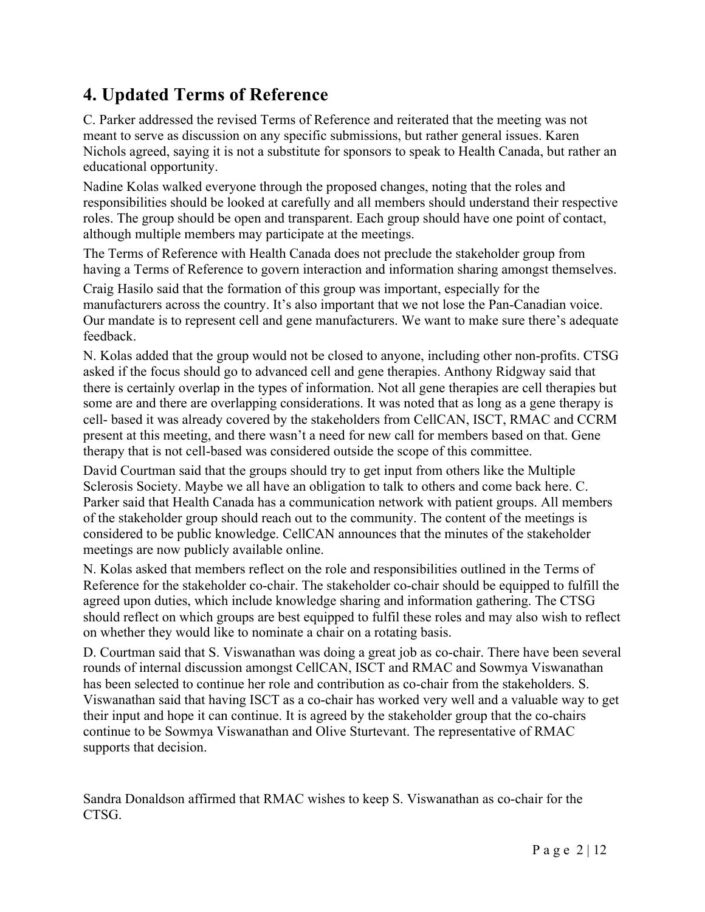## 4. Updated Terms of Reference

C. Parker addressed the revised Terms of Reference and reiterated that the meeting was not meant to serve as discussion on any specific submissions, but rather general issues. Karen Nichols agreed, saying it is not a substitute for sponsors to speak to Health Canada, but rather an educational opportunity.

Nadine Kolas walked everyone through the proposed changes, noting that the roles and responsibilities should be looked at carefully and all members should understand their respective roles. The group should be open and transparent. Each group should have one point of contact, although multiple members may participate at the meetings.

The Terms of Reference with Health Canada does not preclude the stakeholder group from having a Terms of Reference to govern interaction and information sharing amongst themselves.

Craig Hasilo said that the formation of this group was important, especially for the manufacturers across the country. It's also important that we not lose the Pan-Canadian voice. Our mandate is to represent cell and gene manufacturers. We want to make sure there's adequate feedback.

N. Kolas added that the group would not be closed to anyone, including other non-profits. CTSG asked if the focus should go to advanced cell and gene therapies. Anthony Ridgway said that there is certainly overlap in the types of information. Not all gene therapies are cell therapies but some are and there are overlapping considerations. It was noted that as long as a gene therapy is cell- based it was already covered by the stakeholders from CellCAN, ISCT, RMAC and CCRM present at this meeting, and there wasn't a need for new call for members based on that. Gene therapy that is not cell-based was considered outside the scope of this committee.

David Courtman said that the groups should try to get input from others like the Multiple Sclerosis Society. Maybe we all have an obligation to talk to others and come back here. C. Parker said that Health Canada has a communication network with patient groups. All members of the stakeholder group should reach out to the community. The content of the meetings is considered to be public knowledge. CellCAN announces that the minutes of the stakeholder meetings are now publicly available online.

N. Kolas asked that members reflect on the role and responsibilities outlined in the Terms of Reference for the stakeholder co-chair. The stakeholder co-chair should be equipped to fulfill the agreed upon duties, which include knowledge sharing and information gathering. The CTSG should reflect on which groups are best equipped to fulfil these roles and may also wish to reflect on whether they would like to nominate a chair on a rotating basis.

D. Courtman said that S. Viswanathan was doing a great job as co-chair. There have been several rounds of internal discussion amongst CellCAN, ISCT and RMAC and Sowmya Viswanathan has been selected to continue her role and contribution as co-chair from the stakeholders. S. Viswanathan said that having ISCT as a co-chair has worked very well and a valuable way to get their input and hope it can continue. It is agreed by the stakeholder group that the co-chairs continue to be Sowmya Viswanathan and Olive Sturtevant. The representative of RMAC supports that decision.

Sandra Donaldson affirmed that RMAC wishes to keep S. Viswanathan as co-chair for the CTSG.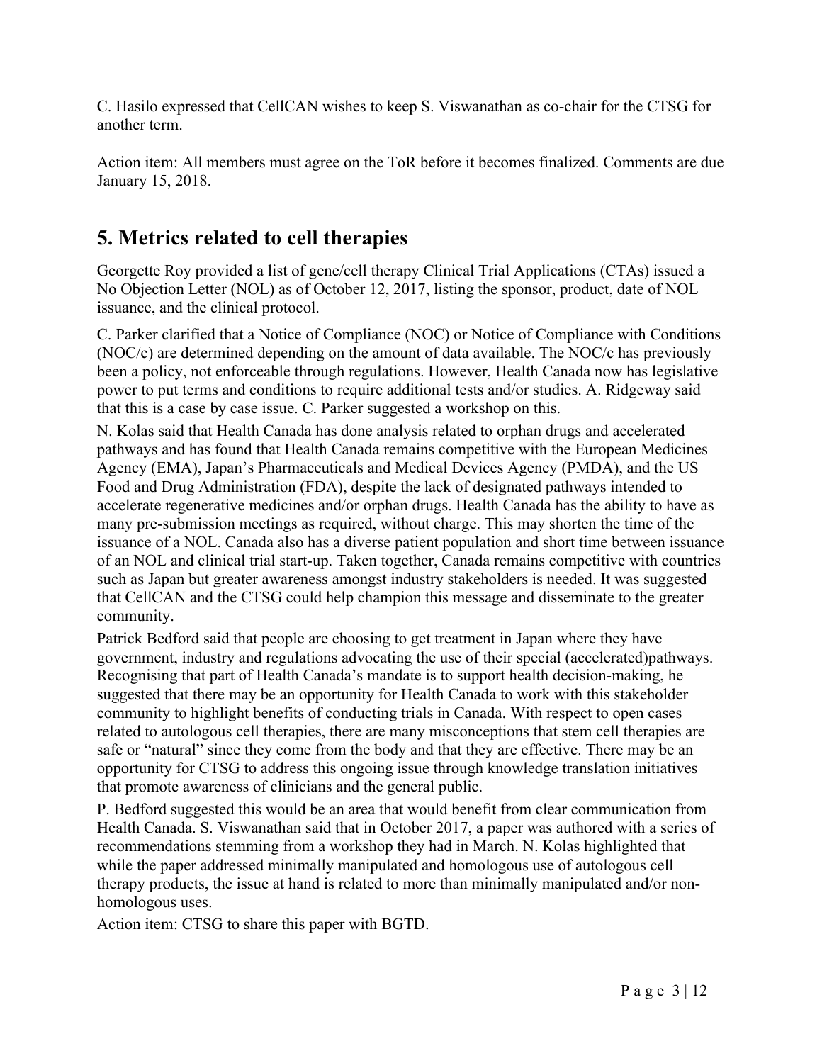C. Hasilo expressed that CellCAN wishes to keep S. Viswanathan as co-chair for the CTSG for another term.

Action item: All members must agree on the ToR before it becomes finalized. Comments are due January 15, 2018.

# 5. Metrics related to cell therapies

Georgette Roy provided a list of gene/cell therapy Clinical Trial Applications (CTAs) issued a No Objection Letter (NOL) as of October 12, 2017, listing the sponsor, product, date of NOL issuance, and the clinical protocol.

C. Parker clarified that a Notice of Compliance (NOC) or Notice of Compliance with Conditions (NOC/c) are determined depending on the amount of data available. The NOC/c has previously been a policy, not enforceable through regulations. However, Health Canada now has legislative power to put terms and conditions to require additional tests and/or studies. A. Ridgeway said that this is a case by case issue. C. Parker suggested a workshop on this.

N. Kolas said that Health Canada has done analysis related to orphan drugs and accelerated pathways and has found that Health Canada remains competitive with the European Medicines Agency (EMA), Japan's Pharmaceuticals and Medical Devices Agency (PMDA), and the US Food and Drug Administration (FDA), despite the lack of designated pathways intended to accelerate regenerative medicines and/or orphan drugs. Health Canada has the ability to have as many pre-submission meetings as required, without charge. This may shorten the time of the issuance of a NOL. Canada also has a diverse patient population and short time between issuance of an NOL and clinical trial start-up. Taken together, Canada remains competitive with countries such as Japan but greater awareness amongst industry stakeholders is needed. It was suggested that CellCAN and the CTSG could help champion this message and disseminate to the greater community.

Patrick Bedford said that people are choosing to get treatment in Japan where they have government, industry and regulations advocating the use of their special (accelerated)pathways. Recognising that part of Health Canada's mandate is to support health decision-making, he suggested that there may be an opportunity for Health Canada to work with this stakeholder community to highlight benefits of conducting trials in Canada. With respect to open cases related to autologous cell therapies, there are many misconceptions that stem cell therapies are safe or "natural" since they come from the body and that they are effective. There may be an opportunity for CTSG to address this ongoing issue through knowledge translation initiatives that promote awareness of clinicians and the general public.

P. Bedford suggested this would be an area that would benefit from clear communication from Health Canada. S. Viswanathan said that in October 2017, a paper was authored with a series of recommendations stemming from a workshop they had in March. N. Kolas highlighted that while the paper addressed minimally manipulated and homologous use of autologous cell therapy products, the issue at hand is related to more than minimally manipulated and/or non-homologous uses.

Action item: CTSG to share this paper with BGTD.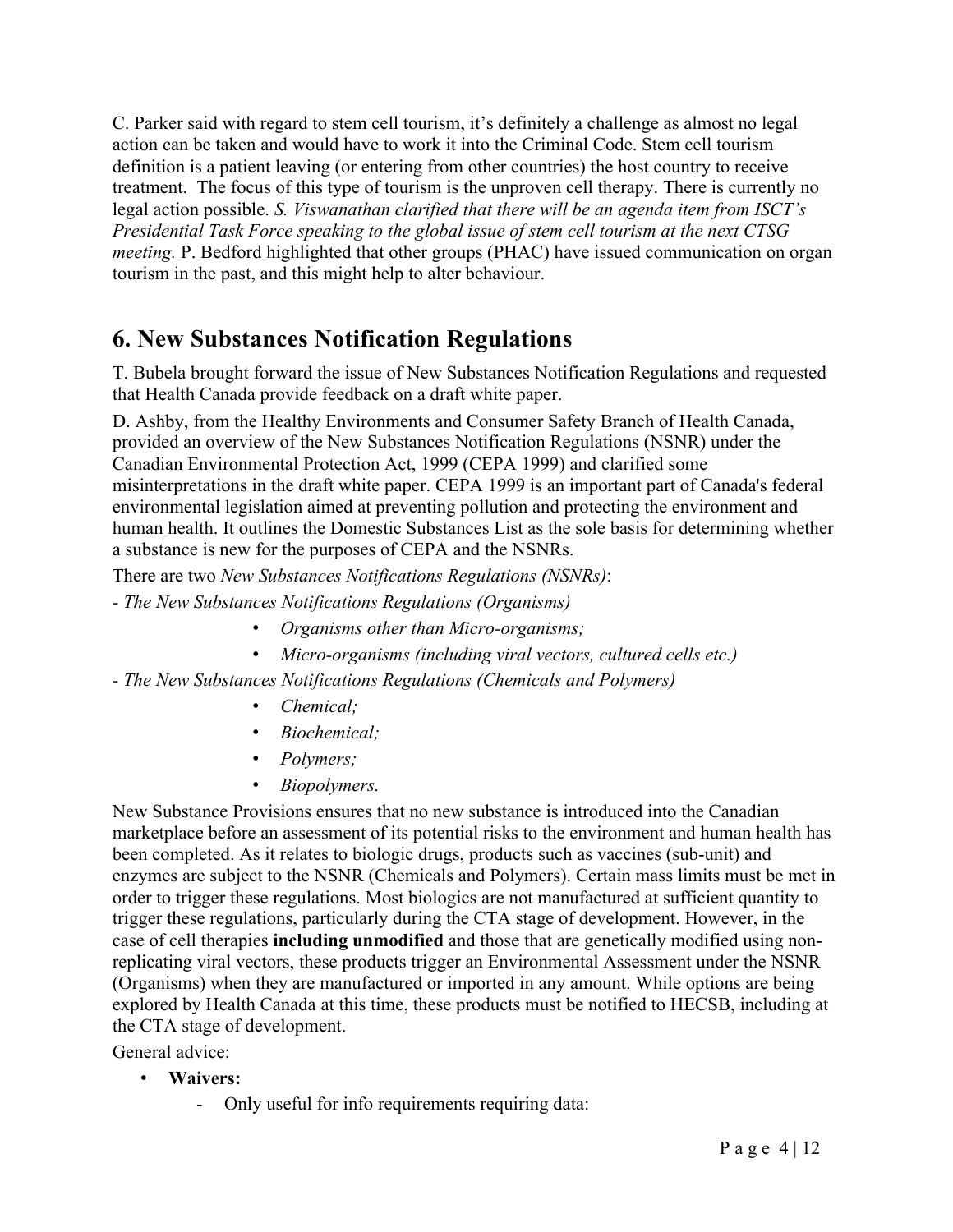C. Parker said with regard to stem cell tourism, it's definitely a challenge as almost no legal action can be taken and would have to work it into the Criminal Code. Stem cell tourism definition is a patient leaving (or entering from other countries) the host country to receive treatment. The focus of this type of tourism is the unproven cell therapy. There is currently no legal action possible. *S. Viswanathan clarified that there will be an agenda item from ISCT's Presidential Task Force speaking to the global issue of stem cell tourism at the next CTSG meeting.* P. Bedford highlighted that other groups (PHAC) have issued communication on organ tourism in the past, and this might help to alter behaviour.

## 6. New Substances Notification Regulations

T. Bubela brought forward the issue of New Substances Notification Regulations and requested that Health Canada provide feedback on a draft white paper.

D. Ashby, from the Healthy Environments and Consumer Safety Branch of Health Canada, provided an overview of the New Substances Notification Regulations (NSNR) under the Canadian Environmental Protection Act, 1999 (CEPA 1999) and clarified some misinterpretations in the draft white paper. CEPA 1999 is an important part of Canada's federal environmental legislation aimed at preventing pollution and protecting the environment and human health. It outlines the Domestic Substances List as the sole basis for determining whether a substance is new for the purposes of CEPA and the NSNRs.

There are two *New Substances Notifications Regulations (NSNRs)*:

*- The New Substances Notifications Regulations (Organisms)*

- *Organisms other than Micro-organisms;*
- *Micro-organisms (including viral vectors, cultured cells etc.)*

*- The New Substances Notifications Regulations (Chemicals and Polymers)*

- *Chemical;*
- *Biochemical;*
- *Polymers;*
- *Biopolymers.*

New Substance Provisions ensures that no new substance is introduced into the Canadian marketplace before an assessment of its potential risks to the environment and human health has been completed. As it relates to biologic drugs, products such as vaccines (sub-unit) and enzymes are subject to the NSNR (Chemicals and Polymers). Certain mass limits must be met in order to trigger these regulations. Most biologics are not manufactured at sufficient quantity to trigger these regulations, particularly during the CTA stage of development. However, in the case of cell therapies **including unmodified** and those that are genetically modified using non-replicating viral vectors, these products trigger an Environmental Assessment under the NSNR (Organisms) when they are manufactured or imported in any amount. While options are being explored by Health Canada at this time, these products must be notified to HECSB, including at the CTA stage of development.

General advice:

- **Waivers:**
  - Only useful for info requirements requiring data: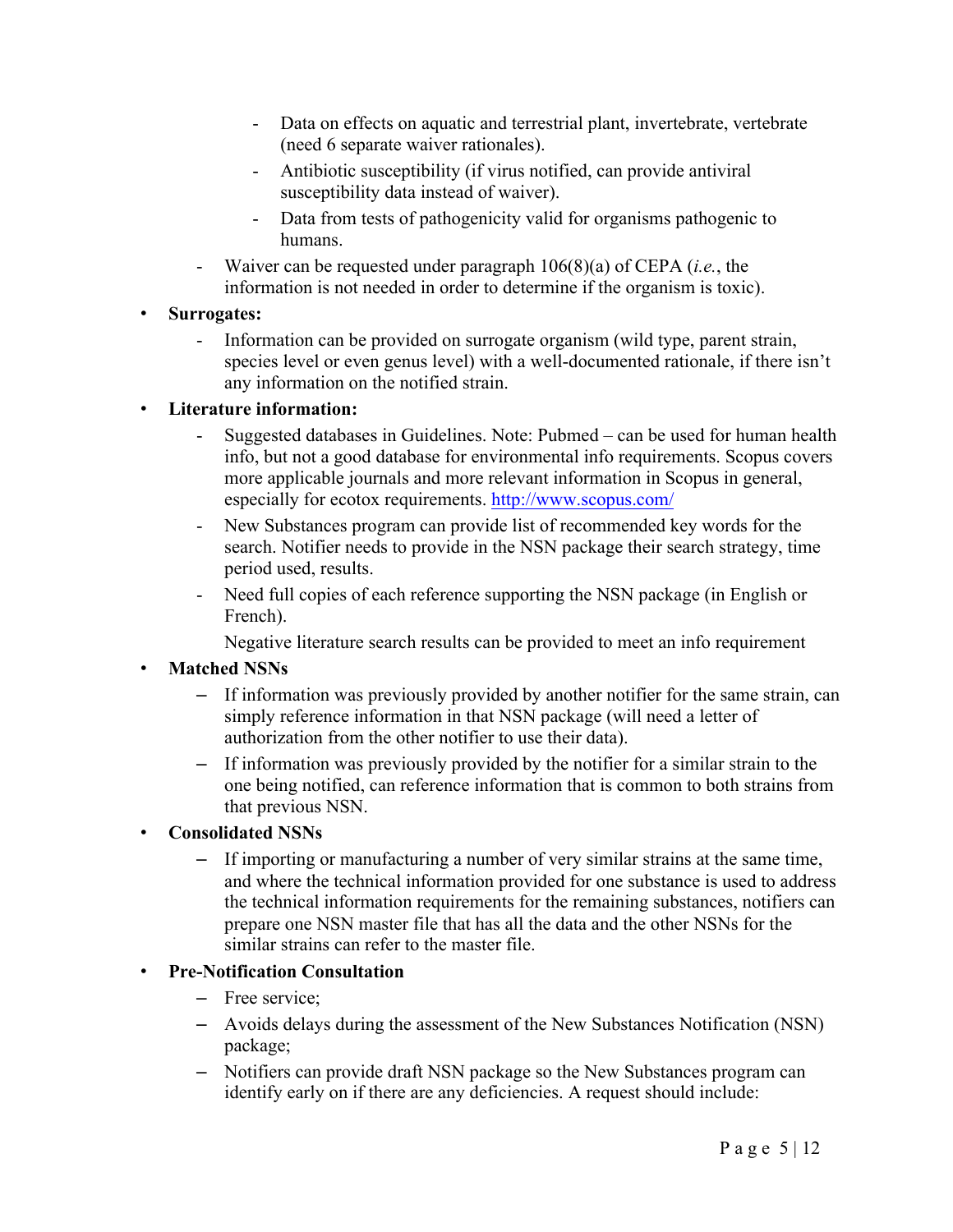- Data on effects on aquatic and terrestrial plant, invertebrate, vertebrate (need 6 separate waiver rationales).
        - Antibiotic susceptibility (if virus notified, can provide antiviral susceptibility data instead of waiver).
        - Data from tests of pathogenicity valid for organisms pathogenic to humans.
    - Waiver can be requested under paragraph 106(8)(a) of CEPA (*i.e.*, the information is not needed in order to determine if the organism is toxic).

- **Surrogates:**
    - Information can be provided on surrogate organism (wild type, parent strain, species level or even genus level) with a well-documented rationale, if there isn't any information on the notified strain.

- **Literature information:**
    - Suggested databases in Guidelines. Note: Pubmed – can be used for human health info, but not a good database for environmental info requirements. Scopus covers more applicable journals and more relevant information in Scopus in general, especially for ecotox requirements. [http://www.scopus.com/](http://www.scopus.com/)
    - New Substances program can provide list of recommended key words for the search. Notifier needs to provide in the NSN package their search strategy, time period used, results.
    - Need full copies of each reference supporting the NSN package (in English or French).

      Negative literature search results can be provided to meet an info requirement

- **Matched NSNs**
    - If information was previously provided by another notifier for the same strain, can simply reference information in that NSN package (will need a letter of authorization from the other notifier to use their data).
    - If information was previously provided by the notifier for a similar strain to the one being notified, can reference information that is common to both strains from that previous NSN.

- **Consolidated NSNs**
    - If importing or manufacturing a number of very similar strains at the same time, and where the technical information provided for one substance is used to address the technical information requirements for the remaining substances, notifiers can prepare one NSN master file that has all the data and the other NSNs for the similar strains can refer to the master file.

- **Pre-Notification Consultation**
    - Free service;
    - Avoids delays during the assessment of the New Substances Notification (NSN) package;
    - Notifiers can provide draft NSN package so the New Substances program can identify early on if there are any deficiencies. A request should include: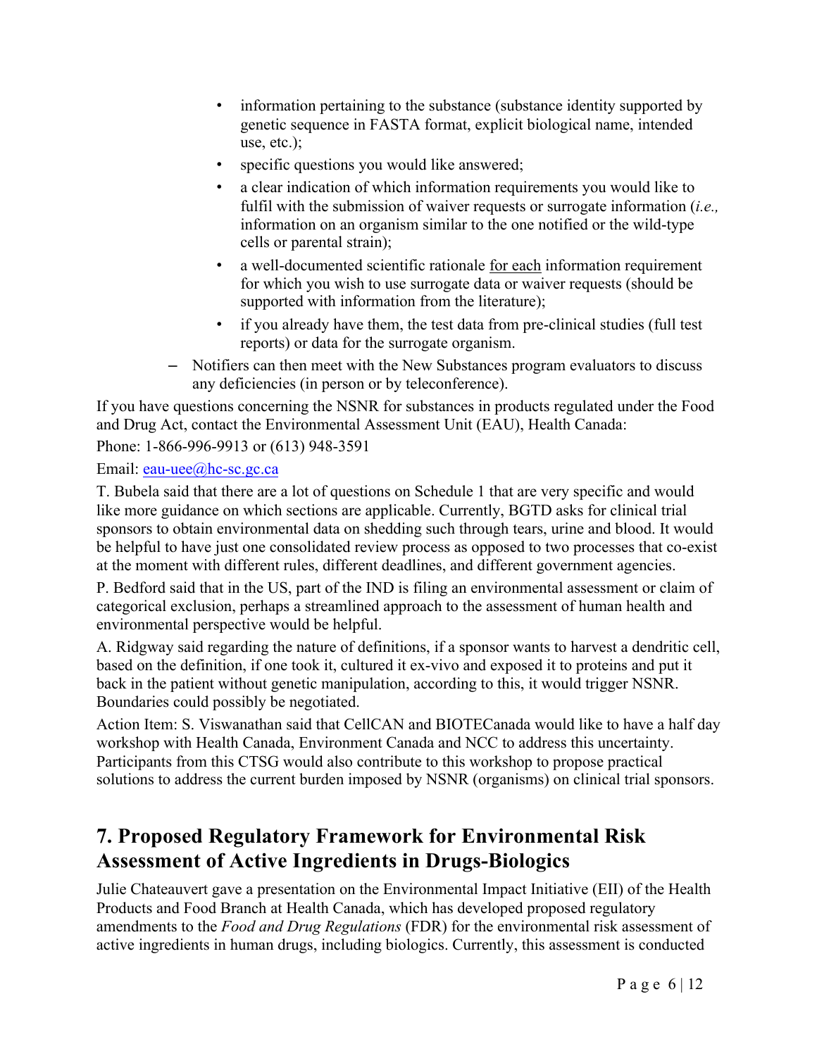- information pertaining to the substance (substance identity supported by genetic sequence in FASTA format, explicit biological name, intended use, etc.);
  - specific questions you would like answered;
  - a clear indication of which information requirements you would like to fulfil with the submission of waiver requests or surrogate information (*i.e.,* information on an organism similar to the one notified or the wild-type cells or parental strain);
  - a well-documented scientific rationale for each information requirement for which you wish to use surrogate data or waiver requests (should be supported with information from the literature);
  - if you already have them, the test data from pre-clinical studies (full test reports) or data for the surrogate organism.
- Notifiers can then meet with the New Substances program evaluators to discuss any deficiencies (in person or by teleconference).

If you have questions concerning the NSNR for substances in products regulated under the Food and Drug Act, contact the Environmental Assessment Unit (EAU), Health Canada:

Phone: 1-866-996-9913 or (613) 948-3591

Email: eau-uee@hc-sc.gc.ca

T. Bubela said that there are a lot of questions on Schedule 1 that are very specific and would like more guidance on which sections are applicable. Currently, BGTD asks for clinical trial sponsors to obtain environmental data on shedding such through tears, urine and blood. It would be helpful to have just one consolidated review process as opposed to two processes that co-exist at the moment with different rules, different deadlines, and different government agencies.

P. Bedford said that in the US, part of the IND is filing an environmental assessment or claim of categorical exclusion, perhaps a streamlined approach to the assessment of human health and environmental perspective would be helpful.

A. Ridgway said regarding the nature of definitions, if a sponsor wants to harvest a dendritic cell, based on the definition, if one took it, cultured it ex-vivo and exposed it to proteins and put it back in the patient without genetic manipulation, according to this, it would trigger NSNR. Boundaries could possibly be negotiated.

Action Item: S. Viswanathan said that CellCAN and BIOTECanada would like to have a half day workshop with Health Canada, Environment Canada and NCC to address this uncertainty. Participants from this CTSG would also contribute to this workshop to propose practical solutions to address the current burden imposed by NSNR (organisms) on clinical trial sponsors.

## 7. Proposed Regulatory Framework for Environmental Risk Assessment of Active Ingredients in Drugs-Biologics

Julie Chateauvert gave a presentation on the Environmental Impact Initiative (EII) of the Health Products and Food Branch at Health Canada, which has developed proposed regulatory amendments to the *Food and Drug Regulations* (FDR) for the environmental risk assessment of active ingredients in human drugs, including biologics. Currently, this assessment is conducted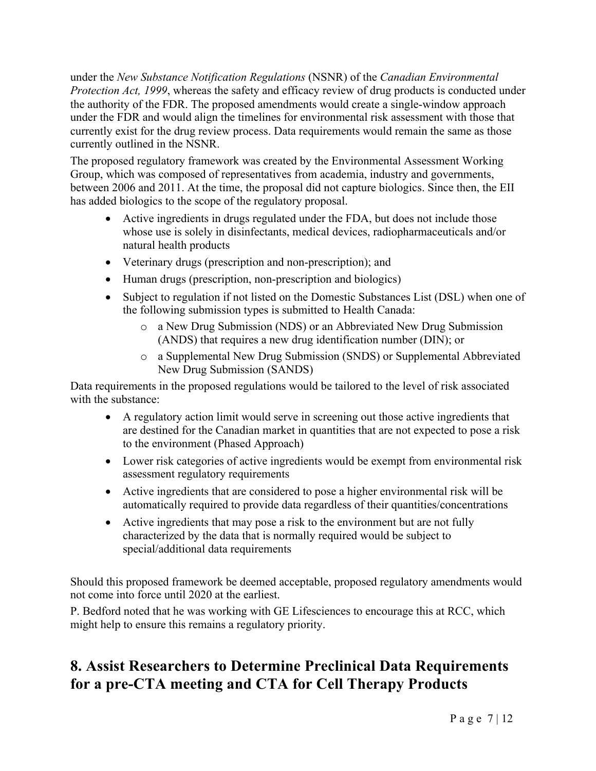under the *New Substance Notification Regulations* (NSNR) of the *Canadian Environmental Protection Act, 1999*, whereas the safety and efficacy review of drug products is conducted under the authority of the FDR. The proposed amendments would create a single-window approach under the FDR and would align the timelines for environmental risk assessment with those that currently exist for the drug review process. Data requirements would remain the same as those currently outlined in the NSNR.

The proposed regulatory framework was created by the Environmental Assessment Working Group, which was composed of representatives from academia, industry and governments, between 2006 and 2011. At the time, the proposal did not capture biologics. Since then, the EII has added biologics to the scope of the regulatory proposal.

- Active ingredients in drugs regulated under the FDA, but does not include those whose use is solely in disinfectants, medical devices, radiopharmaceuticals and/or natural health products
- Veterinary drugs (prescription and non-prescription); and
- Human drugs (prescription, non-prescription and biologics)
- Subject to regulation if not listed on the Domestic Substances List (DSL) when one of the following submission types is submitted to Health Canada:
    - a New Drug Submission (NDS) or an Abbreviated New Drug Submission (ANDS) that requires a new drug identification number (DIN); or
    - a Supplemental New Drug Submission (SNDS) or Supplemental Abbreviated New Drug Submission (SANDS)

Data requirements in the proposed regulations would be tailored to the level of risk associated with the substance:

- A regulatory action limit would serve in screening out those active ingredients that are destined for the Canadian market in quantities that are not expected to pose a risk to the environment (Phased Approach)
- Lower risk categories of active ingredients would be exempt from environmental risk assessment regulatory requirements
- Active ingredients that are considered to pose a higher environmental risk will be automatically required to provide data regardless of their quantities/concentrations
- Active ingredients that may pose a risk to the environment but are not fully characterized by the data that is normally required would be subject to special/additional data requirements

Should this proposed framework be deemed acceptable, proposed regulatory amendments would not come into force until 2020 at the earliest.

P. Bedford noted that he was working with GE Lifesciences to encourage this at RCC, which might help to ensure this remains a regulatory priority.

## 8. Assist Researchers to Determine Preclinical Data Requirements for a pre-CTA meeting and CTA for Cell Therapy Products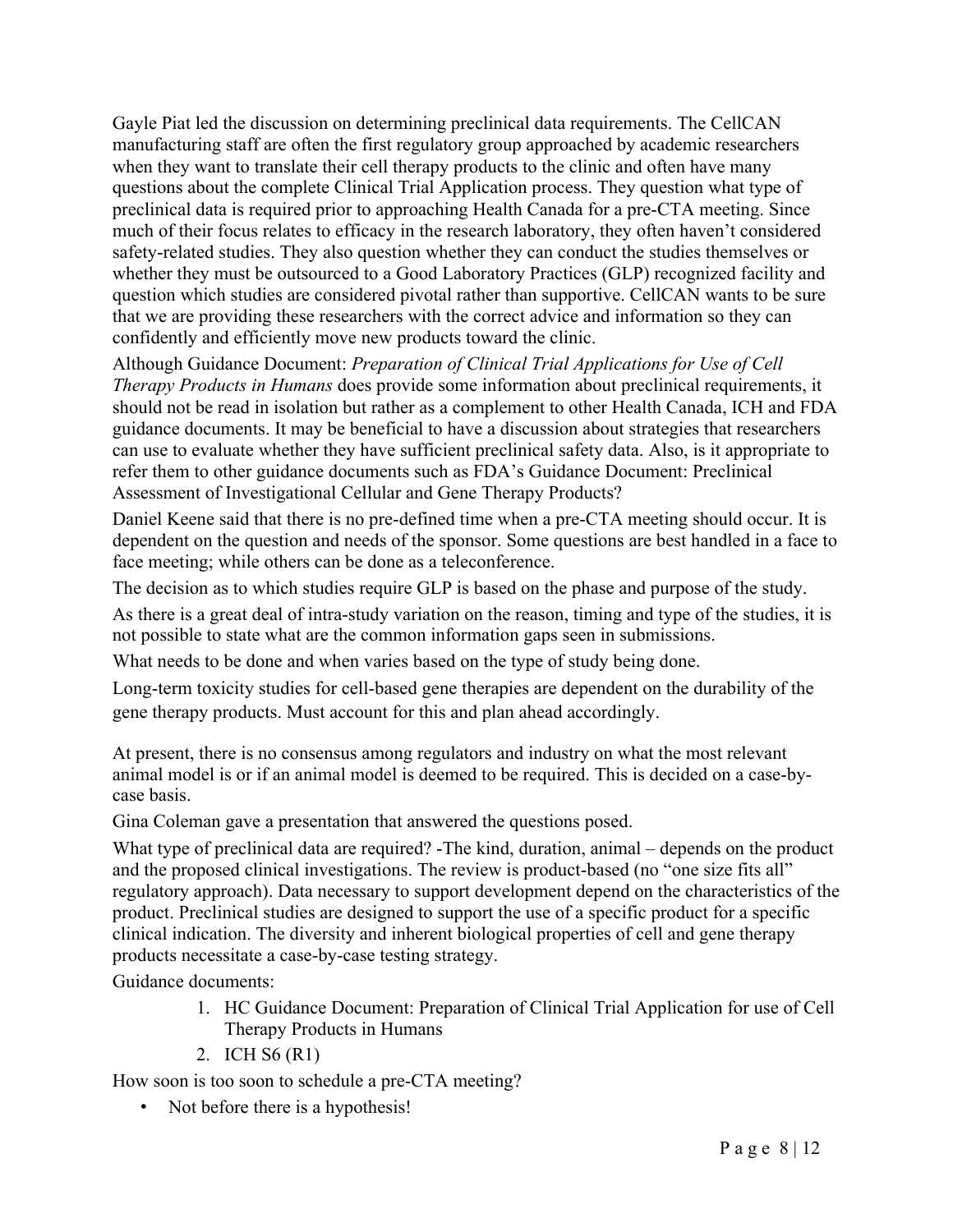Gayle Piat led the discussion on determining preclinical data requirements. The CellCAN manufacturing staff are often the first regulatory group approached by academic researchers when they want to translate their cell therapy products to the clinic and often have many questions about the complete Clinical Trial Application process. They question what type of preclinical data is required prior to approaching Health Canada for a pre-CTA meeting. Since much of their focus relates to efficacy in the research laboratory, they often haven't considered safety-related studies. They also question whether they can conduct the studies themselves or whether they must be outsourced to a Good Laboratory Practices (GLP) recognized facility and question which studies are considered pivotal rather than supportive. CellCAN wants to be sure that we are providing these researchers with the correct advice and information so they can confidently and efficiently move new products toward the clinic.

Although Guidance Document: *Preparation of Clinical Trial Applications for Use of Cell Therapy Products in Humans* does provide some information about preclinical requirements, it should not be read in isolation but rather as a complement to other Health Canada, ICH and FDA guidance documents. It may be beneficial to have a discussion about strategies that researchers can use to evaluate whether they have sufficient preclinical safety data. Also, is it appropriate to refer them to other guidance documents such as FDA's Guidance Document: Preclinical Assessment of Investigational Cellular and Gene Therapy Products?

Daniel Keene said that there is no pre-defined time when a pre-CTA meeting should occur. It is dependent on the question and needs of the sponsor. Some questions are best handled in a face to face meeting; while others can be done as a teleconference.

The decision as to which studies require GLP is based on the phase and purpose of the study.

As there is a great deal of intra-study variation on the reason, timing and type of the studies, it is not possible to state what are the common information gaps seen in submissions.

What needs to be done and when varies based on the type of study being done.

Long-term toxicity studies for cell-based gene therapies are dependent on the durability of the gene therapy products. Must account for this and plan ahead accordingly.

At present, there is no consensus among regulators and industry on what the most relevant animal model is or if an animal model is deemed to be required. This is decided on a case-by-case basis.

Gina Coleman gave a presentation that answered the questions posed.

What type of preclinical data are required? -The kind, duration, animal – depends on the product and the proposed clinical investigations. The review is product-based (no "one size fits all" regulatory approach). Data necessary to support development depend on the characteristics of the product. Preclinical studies are designed to support the use of a specific product for a specific clinical indication. The diversity and inherent biological properties of cell and gene therapy products necessitate a case-by-case testing strategy.

Guidance documents:

1. HC Guidance Document: Preparation of Clinical Trial Application for use of Cell Therapy Products in Humans
2. ICH S6 (R1)

How soon is too soon to schedule a pre-CTA meeting?

- Not before there is a hypothesis!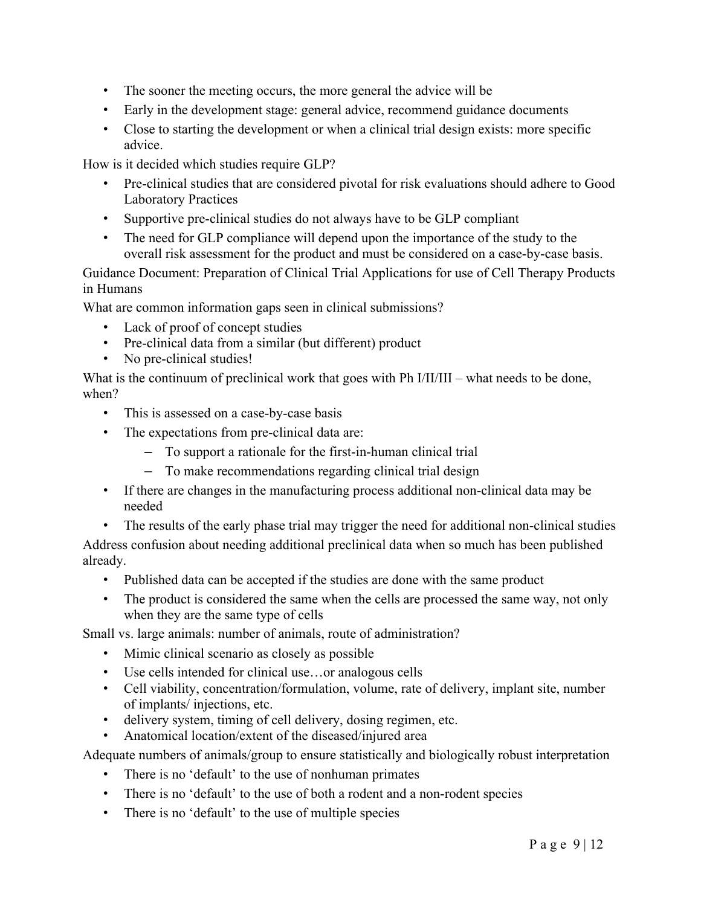- The sooner the meeting occurs, the more general the advice will be
- Early in the development stage: general advice, recommend guidance documents
- Close to starting the development or when a clinical trial design exists: more specific advice.

How is it decided which studies require GLP?

- Pre-clinical studies that are considered pivotal for risk evaluations should adhere to Good Laboratory Practices
- Supportive pre-clinical studies do not always have to be GLP compliant
- The need for GLP compliance will depend upon the importance of the study to the overall risk assessment for the product and must be considered on a case-by-case basis.

Guidance Document: Preparation of Clinical Trial Applications for use of Cell Therapy Products in Humans

What are common information gaps seen in clinical submissions?

- Lack of proof of concept studies
- Pre-clinical data from a similar (but different) product
- No pre-clinical studies!

What is the continuum of preclinical work that goes with Ph I/II/III – what needs to be done, when?

- This is assessed on a case-by-case basis
- The expectations from pre-clinical data are:
  - To support a rationale for the first-in-human clinical trial
  - To make recommendations regarding clinical trial design
- If there are changes in the manufacturing process additional non-clinical data may be needed
- The results of the early phase trial may trigger the need for additional non-clinical studies

Address confusion about needing additional preclinical data when so much has been published already.

- Published data can be accepted if the studies are done with the same product
- The product is considered the same when the cells are processed the same way, not only when they are the same type of cells

Small vs. large animals: number of animals, route of administration?

- Mimic clinical scenario as closely as possible
- Use cells intended for clinical use…or analogous cells
- Cell viability, concentration/formulation, volume, rate of delivery, implant site, number of implants/ injections, etc.
- delivery system, timing of cell delivery, dosing regimen, etc.
- Anatomical location/extent of the diseased/injured area

Adequate numbers of animals/group to ensure statistically and biologically robust interpretation

- There is no 'default' to the use of nonhuman primates
- There is no 'default' to the use of both a rodent and a non-rodent species
- There is no 'default' to the use of multiple species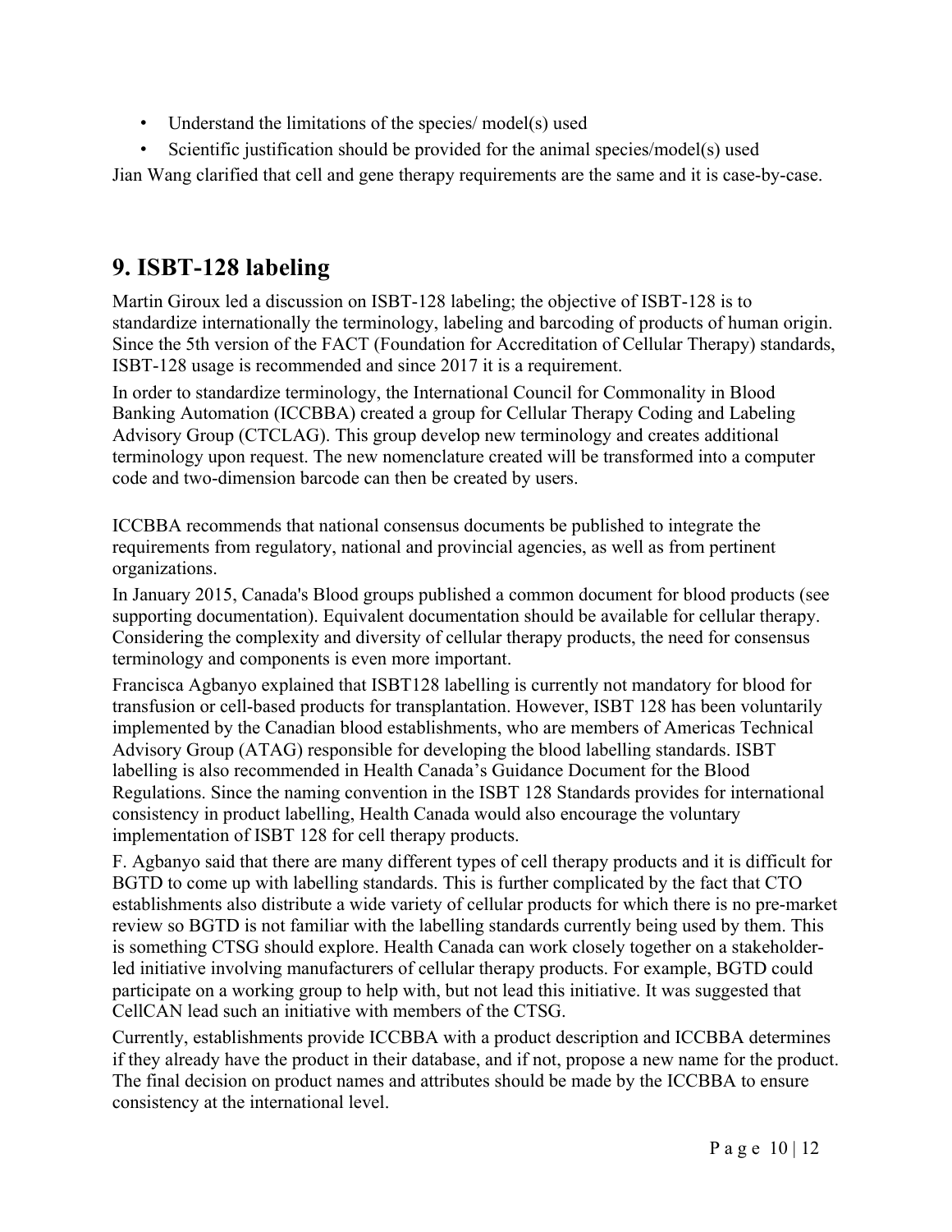- Understand the limitations of the species/ model(s) used
- Scientific justification should be provided for the animal species/model(s) used

Jian Wang clarified that cell and gene therapy requirements are the same and it is case-by-case.

## 9. ISBT-128 labeling

Martin Giroux led a discussion on ISBT-128 labeling; the objective of ISBT-128 is to standardize internationally the terminology, labeling and barcoding of products of human origin. Since the 5th version of the FACT (Foundation for Accreditation of Cellular Therapy) standards, ISBT-128 usage is recommended and since 2017 it is a requirement.

In order to standardize terminology, the International Council for Commonality in Blood Banking Automation (ICCBBA) created a group for Cellular Therapy Coding and Labeling Advisory Group (CTCLAG). This group develop new terminology and creates additional terminology upon request. The new nomenclature created will be transformed into a computer code and two-dimension barcode can then be created by users.

ICCBBA recommends that national consensus documents be published to integrate the requirements from regulatory, national and provincial agencies, as well as from pertinent organizations.

In January 2015, Canada's Blood groups published a common document for blood products (see supporting documentation). Equivalent documentation should be available for cellular therapy. Considering the complexity and diversity of cellular therapy products, the need for consensus terminology and components is even more important.

Francisca Agbanyo explained that ISBT128 labelling is currently not mandatory for blood for transfusion or cell-based products for transplantation. However, ISBT 128 has been voluntarily implemented by the Canadian blood establishments, who are members of Americas Technical Advisory Group (ATAG) responsible for developing the blood labelling standards. ISBT labelling is also recommended in Health Canada's Guidance Document for the Blood Regulations. Since the naming convention in the ISBT 128 Standards provides for international consistency in product labelling, Health Canada would also encourage the voluntary implementation of ISBT 128 for cell therapy products.

F. Agbanyo said that there are many different types of cell therapy products and it is difficult for BGTD to come up with labelling standards. This is further complicated by the fact that CTO establishments also distribute a wide variety of cellular products for which there is no pre-market review so BGTD is not familiar with the labelling standards currently being used by them. This is something CTSG should explore. Health Canada can work closely together on a stakeholder-led initiative involving manufacturers of cellular therapy products. For example, BGTD could participate on a working group to help with, but not lead this initiative. It was suggested that CellCAN lead such an initiative with members of the CTSG.

Currently, establishments provide ICCBBA with a product description and ICCBBA determines if they already have the product in their database, and if not, propose a new name for the product. The final decision on product names and attributes should be made by the ICCBBA to ensure consistency at the international level.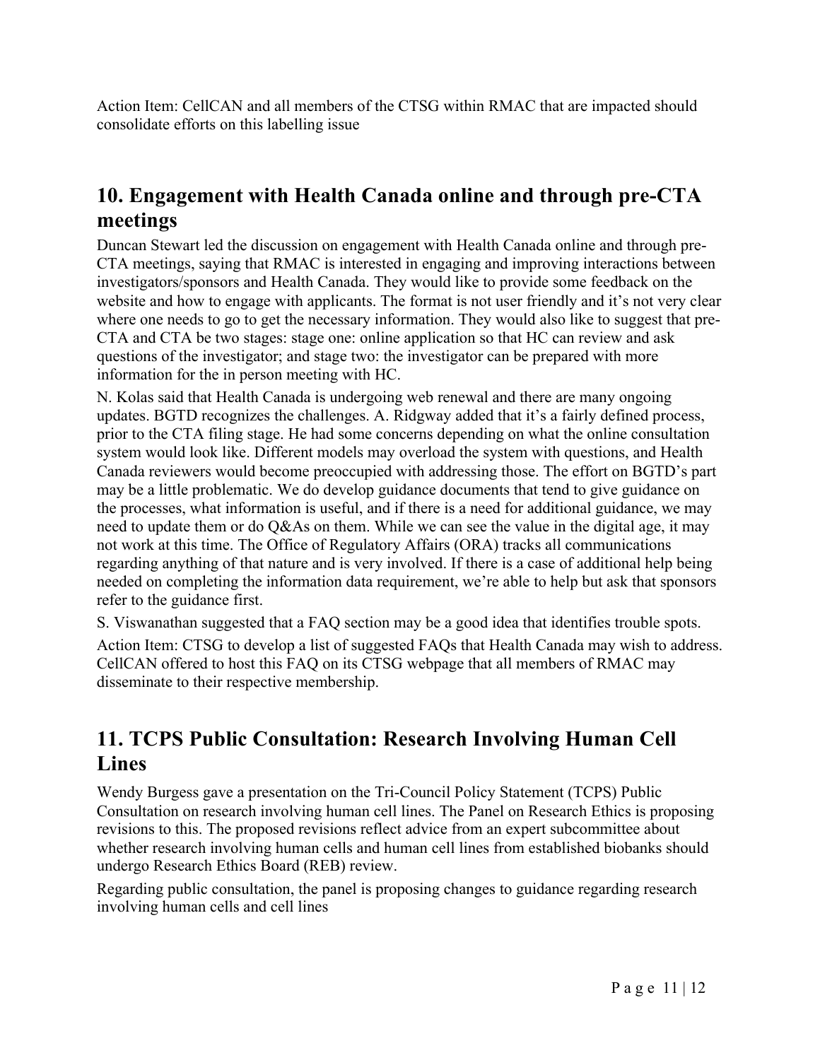Action Item: CellCAN and all members of the CTSG within RMAC that are impacted should consolidate efforts on this labelling issue

## 10. Engagement with Health Canada online and through pre-CTA meetings

Duncan Stewart led the discussion on engagement with Health Canada online and through pre-CTA meetings, saying that RMAC is interested in engaging and improving interactions between investigators/sponsors and Health Canada. They would like to provide some feedback on the website and how to engage with applicants. The format is not user friendly and it's not very clear where one needs to go to get the necessary information. They would also like to suggest that pre-CTA and CTA be two stages: stage one: online application so that HC can review and ask questions of the investigator; and stage two: the investigator can be prepared with more information for the in person meeting with HC.

N. Kolas said that Health Canada is undergoing web renewal and there are many ongoing updates. BGTD recognizes the challenges. A. Ridgway added that it's a fairly defined process, prior to the CTA filing stage. He had some concerns depending on what the online consultation system would look like. Different models may overload the system with questions, and Health Canada reviewers would become preoccupied with addressing those. The effort on BGTD's part may be a little problematic. We do develop guidance documents that tend to give guidance on the processes, what information is useful, and if there is a need for additional guidance, we may need to update them or do Q&As on them. While we can see the value in the digital age, it may not work at this time. The Office of Regulatory Affairs (ORA) tracks all communications regarding anything of that nature and is very involved. If there is a case of additional help being needed on completing the information data requirement, we're able to help but ask that sponsors refer to the guidance first.

S. Viswanathan suggested that a FAQ section may be a good idea that identifies trouble spots.

Action Item: CTSG to develop a list of suggested FAQs that Health Canada may wish to address. CellCAN offered to host this FAQ on its CTSG webpage that all members of RMAC may disseminate to their respective membership.

## 11. TCPS Public Consultation: Research Involving Human Cell Lines

Wendy Burgess gave a presentation on the Tri-Council Policy Statement (TCPS) Public Consultation on research involving human cell lines. The Panel on Research Ethics is proposing revisions to this. The proposed revisions reflect advice from an expert subcommittee about whether research involving human cells and human cell lines from established biobanks should undergo Research Ethics Board (REB) review.

Regarding public consultation, the panel is proposing changes to guidance regarding research involving human cells and cell lines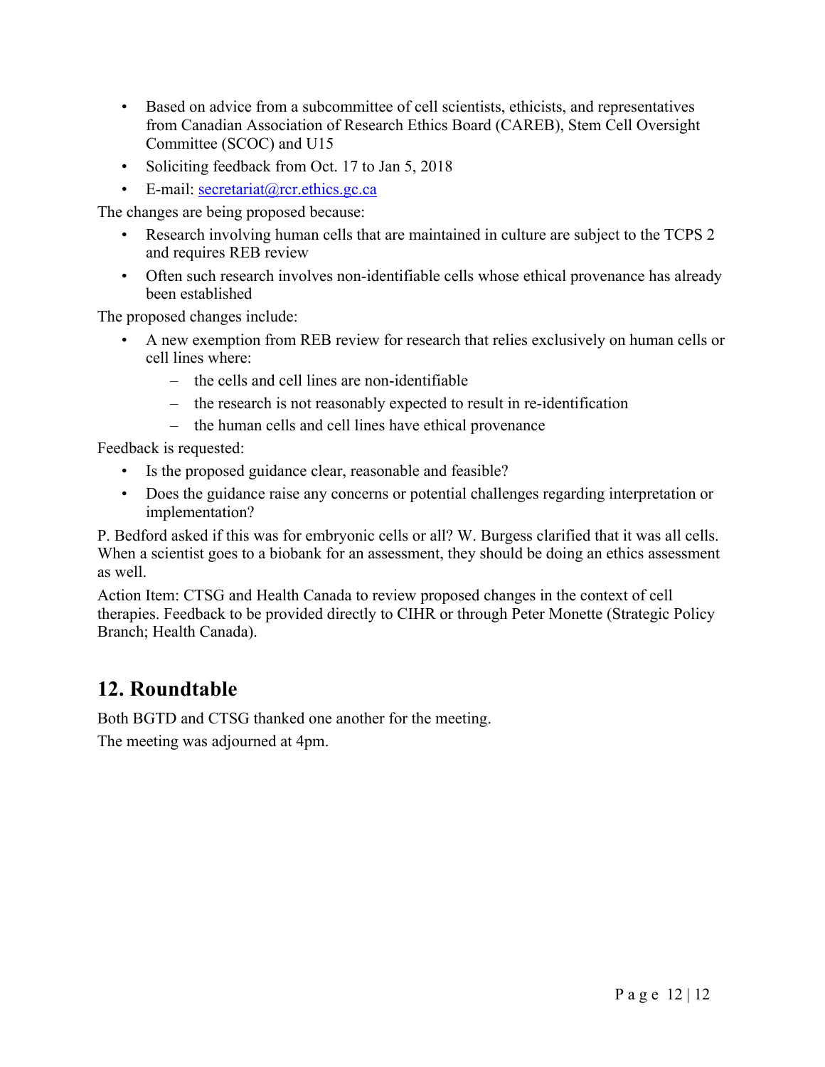- Based on advice from a subcommittee of cell scientists, ethicists, and representatives from Canadian Association of Research Ethics Board (CAREB), Stem Cell Oversight Committee (SCOC) and U15
- Soliciting feedback from Oct. 17 to Jan 5, 2018
- E-mail: secretariat@rcr.ethics.gc.ca

The changes are being proposed because:

- Research involving human cells that are maintained in culture are subject to the TCPS 2 and requires REB review
- Often such research involves non-identifiable cells whose ethical provenance has already been established

The proposed changes include:

- A new exemption from REB review for research that relies exclusively on human cells or cell lines where:
  - the cells and cell lines are non-identifiable
  - the research is not reasonably expected to result in re-identification
  - the human cells and cell lines have ethical provenance

Feedback is requested:

- Is the proposed guidance clear, reasonable and feasible?
- Does the guidance raise any concerns or potential challenges regarding interpretation or implementation?

P. Bedford asked if this was for embryonic cells or all? W. Burgess clarified that it was all cells. When a scientist goes to a biobank for an assessment, they should be doing an ethics assessment as well.

Action Item: CTSG and Health Canada to review proposed changes in the context of cell therapies. Feedback to be provided directly to CIHR or through Peter Monette (Strategic Policy Branch; Health Canada).

## 12. Roundtable

Both BGTD and CTSG thanked one another for the meeting.

The meeting was adjourned at 4pm.